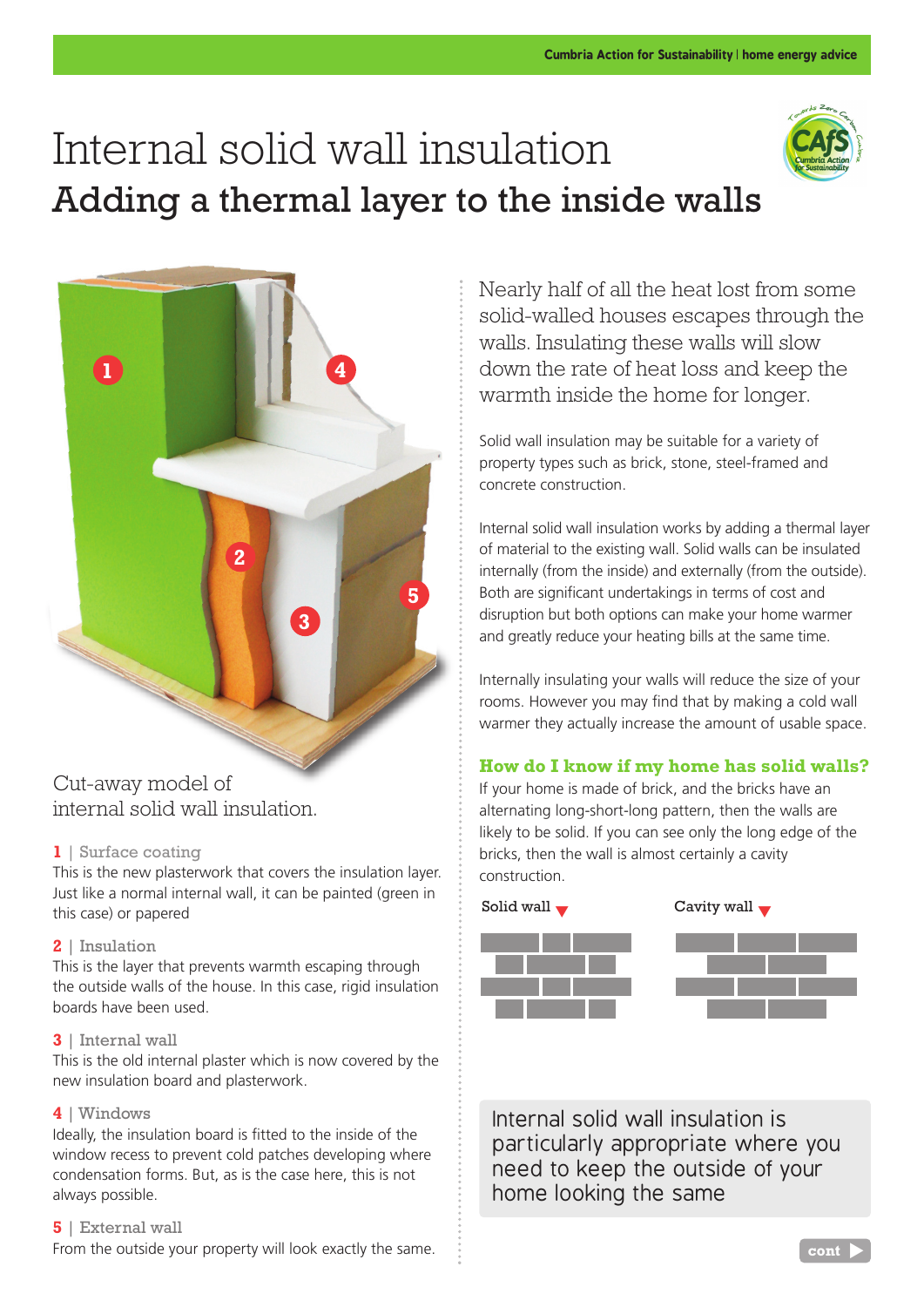# Internal solid wall insulation

## Adding a thermal layer to the inside walls

Cut-away model of internal solid wall insulation.

**1** | Surface coating
This is the new plasterwork that covers the insulation layer. Just like a normal internal wall, it can be painted (green in this case) or papered

**2** | Insulation
This is the layer that prevents warmth escaping through the outside walls of the house. In this case, rigid insulation boards have been used.

**3** | Internal wall
This is the old internal plaster which is now covered by the new insulation board and plasterwork.

**4** | Windows
Ideally, the insulation board is fitted to the inside of the window recess to prevent cold patches developing where condensation forms. But, as is the case here, this is not always possible.

**5** | External wall
From the outside your property will look exactly the same.

Nearly half of all the heat lost from some solid-walled houses escapes through the walls. Insulating these walls will slow down the rate of heat loss and keep the warmth inside the home for longer.

Solid wall insulation may be suitable for a variety of property types such as brick, stone, steel-framed and concrete construction.

Internal solid wall insulation works by adding a thermal layer of material to the existing wall. Solid walls can be insulated internally (from the inside) and externally (from the outside). Both are significant undertakings in terms of cost and disruption but both options can make your home warmer and greatly reduce your heating bills at the same time.

Internally insulating your walls will reduce the size of your rooms. However you may find that by making a cold wall warmer they actually increase the amount of usable space.

### How do I know if my home has solid walls?

If your home is made of brick, and the bricks have an alternating long-short-long pattern, then the walls are likely to be solid. If you can see only the long edge of the bricks, then the wall is almost certainly a cavity construction.

Solid wall ▼ Cavity wall ▼

**Internal solid wall insulation is particularly appropriate where you need to keep the outside of your home looking the same**

cont ▶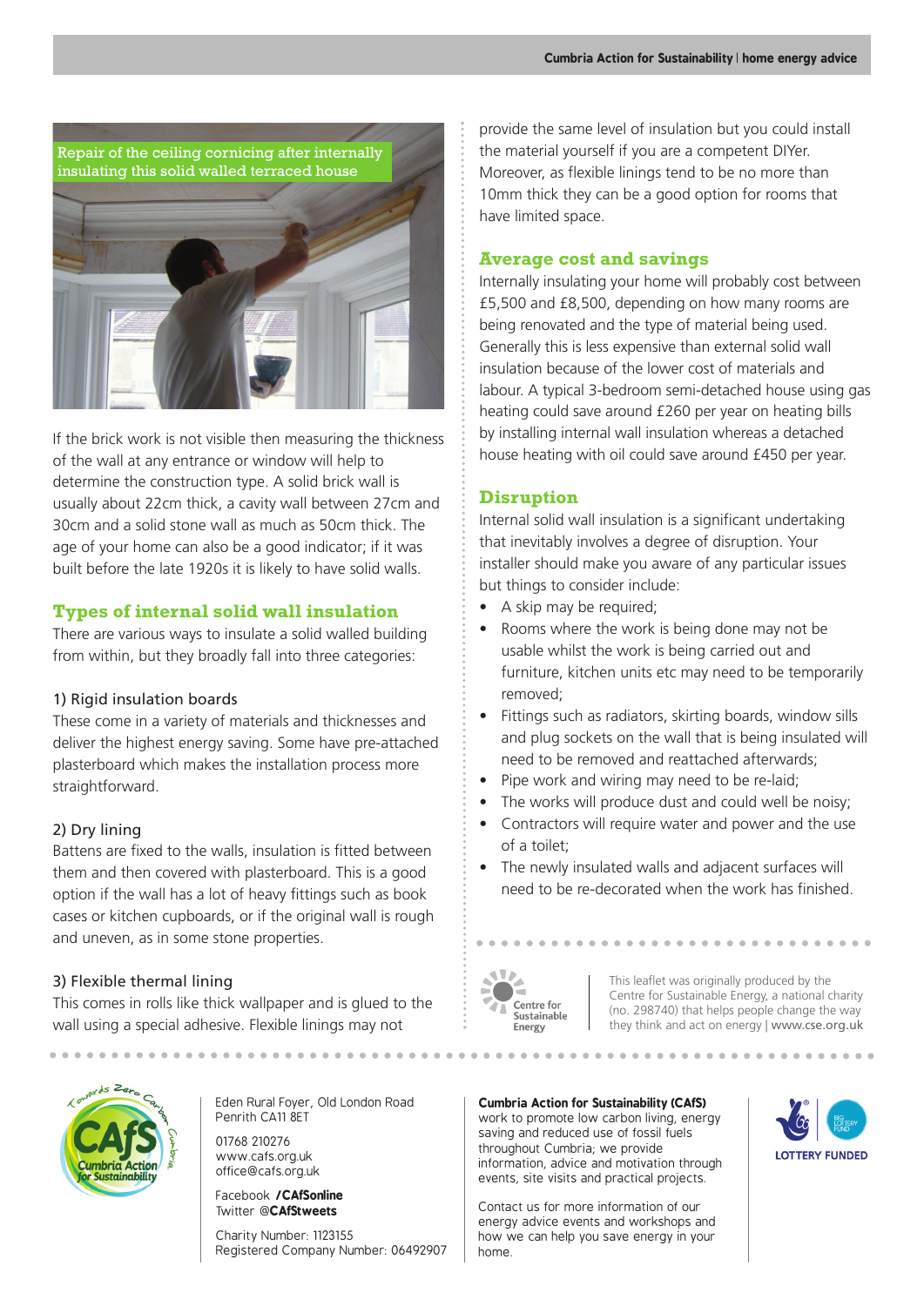Repair of the ceiling cornicing after internally insulating this solid walled terraced house

If the brick work is not visible then measuring the thickness of the wall at any entrance or window will help to determine the construction type. A solid brick wall is usually about 22cm thick, a cavity wall between 27cm and 30cm and a solid stone wall as much as 50cm thick. The age of your home can also be a good indicator; if it was built before the late 1920s it is likely to have solid walls.

## Types of internal solid wall insulation

There are various ways to insulate a solid walled building from within, but they broadly fall into three categories:

### 1) Rigid insulation boards

These come in a variety of materials and thicknesses and deliver the highest energy saving. Some have pre-attached plasterboard which makes the installation process more straightforward.

### 2) Dry lining

Battens are fixed to the walls, insulation is fitted between them and then covered with plasterboard. This is a good option if the wall has a lot of heavy fittings such as book cases or kitchen cupboards, or if the original wall is rough and uneven, as in some stone properties.

### 3) Flexible thermal lining

This comes in rolls like thick wallpaper and is glued to the wall using a special adhesive. Flexible linings may not provide the same level of insulation but you could install the material yourself if you are a competent DIYer. Moreover, as flexible linings tend to be no more than 10mm thick they can be a good option for rooms that have limited space.

## Average cost and savings

Internally insulating your home will probably cost between £5,500 and £8,500, depending on how many rooms are being renovated and the type of material being used. Generally this is less expensive than external solid wall insulation because of the lower cost of materials and labour. A typical 3-bedroom semi-detached house using gas heating could save around £260 per year on heating bills by installing internal wall insulation whereas a detached house heating with oil could save around £450 per year.

## Disruption

Internal solid wall insulation is a significant undertaking that inevitably involves a degree of disruption. Your installer should make you aware of any particular issues but things to consider include:

- A skip may be required;
- Rooms where the work is being done may not be usable whilst the work is being carried out and furniture, kitchen units etc may need to be temporarily removed;
- Fittings such as radiators, skirting boards, window sills and plug sockets on the wall that is being insulated will need to be removed and reattached afterwards;
- Pipe work and wiring may need to be re-laid;
- The works will produce dust and could well be noisy;
- Contractors will require water and power and the use of a toilet;
- The newly insulated walls and adjacent surfaces will need to be re-decorated when the work has finished.

Centre for Sustainable Energy

This leaflet was originally produced by the Centre for Sustainable Energy, a national charity (no. 298740) that helps people change the way they think and act on energy | www.cse.org.uk

Towards Zero Carbon Cumbria — CAfS Cumbria Action for Sustainability

Eden Rural Foyer, Old London Road
Penrith CA11 8ET

01768 210276
www.cafs.org.uk
office@cafs.org.uk

Facebook **/CAfSonline**
Twitter @**CAfStweets**

Charity Number: 1123155
Registered Company Number: 06492907

**Cumbria Action for Sustainability (CAfS)** work to promote low carbon living, energy saving and reduced use of fossil fuels throughout Cumbria; we provide information, advice and motivation through events, site visits and practical projects.

Contact us for more information of our energy advice events and workshops and how we can help you save energy in your home.

LOTTERY FUNDED